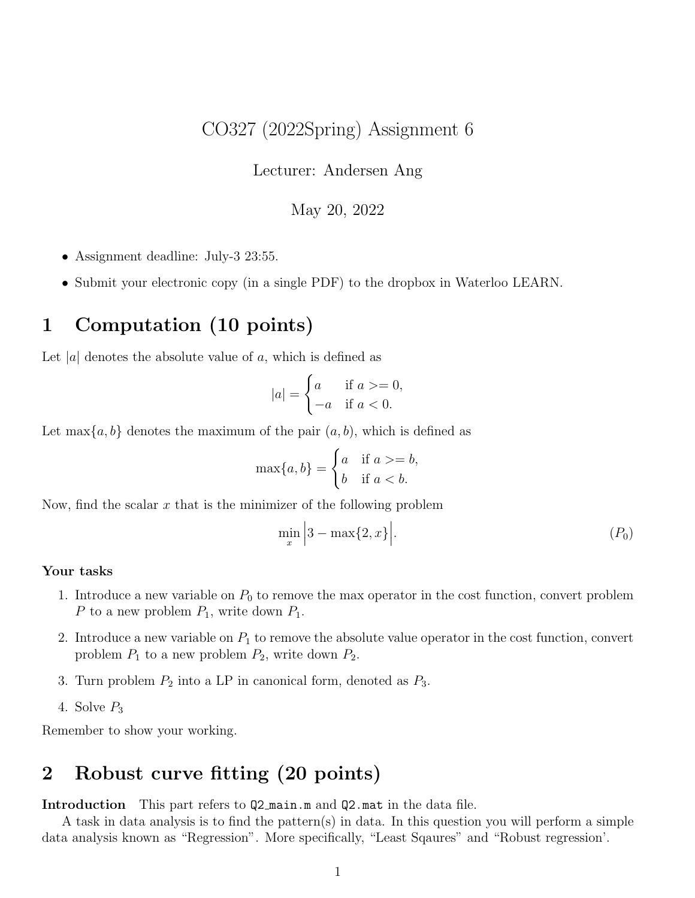# CO327 (2022Spring) Assignment 6

Lecturer: Andersen Ang

May 20, 2022

- Assignment deadline: July-3 23:55.
- Submit your electronic copy (in a single PDF) to the dropbox in Waterloo LEARN.

## 1 Computation (10 points)

Let $|a|$ denotes the absolute value of $a$, which is defined as

$$|a| = \begin{cases} a & \text{if } a >= 0, \\ -a & \text{if } a < 0. \end{cases}$$

Let $\max\{a, b\}$ denotes the maximum of the pair $(a, b)$, which is defined as

$$\max\{a, b\} = \begin{cases} a & \text{if } a >= b, \\ b & \text{if } a < b. \end{cases}$$

Now, find the scalar $x$ that is the minimizer of the following problem

$$\min_x \Big| 3 - \max\{2, x\} \Big|. \tag{$P_0$}$$

**Your tasks**

1. Introduce a new variable on $P_0$ to remove the max operator in the cost function, convert problem $P$ to a new problem $P_1$, write down $P_1$.
2. Introduce a new variable on $P_1$ to remove the absolute value operator in the cost function, convert problem $P_1$ to a new problem $P_2$, write down $P_2$.
3. Turn problem $P_2$ into a LP in canonical form, denoted as $P_3$.
4. Solve $P_3$

Remember to show your working.

## 2 Robust curve fitting (20 points)

**Introduction** This part refers to `Q2_main.m` and `Q2.mat` in the data file.

A task in data analysis is to find the pattern(s) in data. In this question you will perform a simple data analysis known as "Regression". More specifically, "Least Sqaures" and "Robust regression'.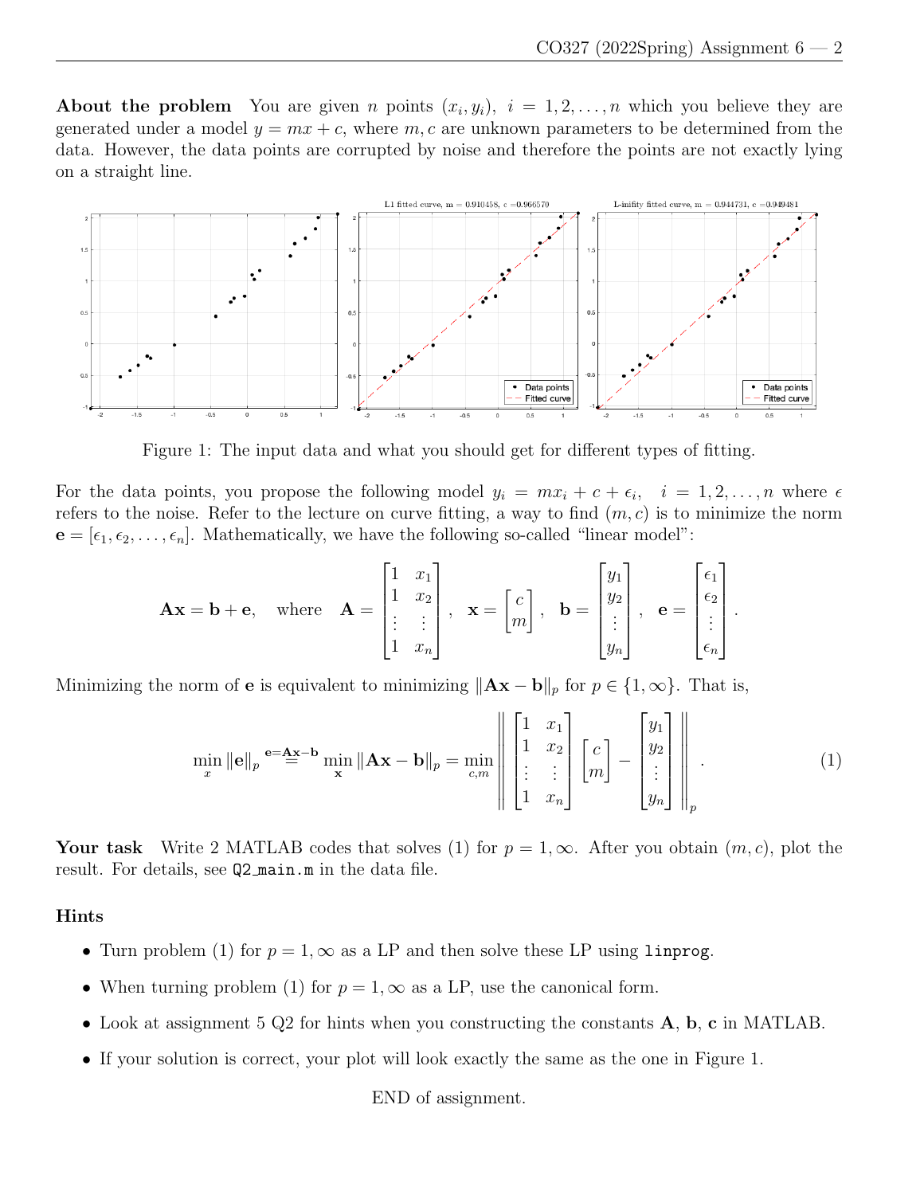**About the problem** You are given $n$ points $(x_i, y_i),\ i = 1, 2, \ldots, n$ which you believe they are generated under a model $y = mx + c$, where $m, c$ are unknown parameters to be determined from the data. However, the data points are corrupted by noise and therefore the points are not exactly lying on a straight line.

L1 fitted curve, m = 0.910458, c =0.966570

L-inifity fitted curve, m = 0.944731, c =0.949481

Data points
Fitted curve

Figure 1: The input data and what you should get for different types of fitting.

For the data points, you propose the following model $y_i = mx_i + c + \epsilon_i, \quad i = 1, 2, \ldots, n$ where $\epsilon$ refers to the noise. Refer to the lecture on curve fitting, a way to find $(m, c)$ is to minimize the norm $\mathbf{e} = [\epsilon_1, \epsilon_2, \ldots, \epsilon_n]$. Mathematically, we have the following so-called "linear model":

$$
\mathbf{A}\mathbf{x} = \mathbf{b} + \mathbf{e}, \quad \text{where} \quad \mathbf{A} = \begin{bmatrix} 1 & x_1 \\ 1 & x_2 \\ \vdots & \vdots \\ 1 & x_n \end{bmatrix}, \quad \mathbf{x} = \begin{bmatrix} c \\ m \end{bmatrix}, \quad \mathbf{b} = \begin{bmatrix} y_1 \\ y_2 \\ \vdots \\ y_n \end{bmatrix}, \quad \mathbf{e} = \begin{bmatrix} \epsilon_1 \\ \epsilon_2 \\ \vdots \\ \epsilon_n \end{bmatrix}.
$$

Minimizing the norm of $\mathbf{e}$ is equivalent to minimizing $\|\mathbf{A}\mathbf{x} - \mathbf{b}\|_p$ for $p \in \{1, \infty\}$. That is,

$$
\min_x \|\mathbf{e}\|_p \overset{\mathbf{e}=\mathbf{A}\mathbf{x}-\mathbf{b}}{=} \min_{\mathbf{x}} \|\mathbf{A}\mathbf{x} - \mathbf{b}\|_p = \min_{c,m} \left\| \begin{bmatrix} 1 & x_1 \\ 1 & x_2 \\ \vdots & \vdots \\ 1 & x_n \end{bmatrix} \begin{bmatrix} c \\ m \end{bmatrix} - \begin{bmatrix} y_1 \\ y_2 \\ \vdots \\ y_n \end{bmatrix} \right\|_p . \tag{1}
$$

**Your task** Write 2 MATLAB codes that solves (1) for $p = 1, \infty$. After you obtain $(m, c)$, plot the result. For details, see `Q2_main.m` in the data file.

### Hints

- Turn problem (1) for $p = 1, \infty$ as a LP and then solve these LP using `linprog`.
- When turning problem (1) for $p = 1, \infty$ as a LP, use the canonical form.
- Look at assignment 5 Q2 for hints when you constructing the constants $\mathbf{A}$, $\mathbf{b}$, $\mathbf{c}$ in MATLAB.
- If your solution is correct, your plot will look exactly the same as the one in Figure 1.

END of assignment.